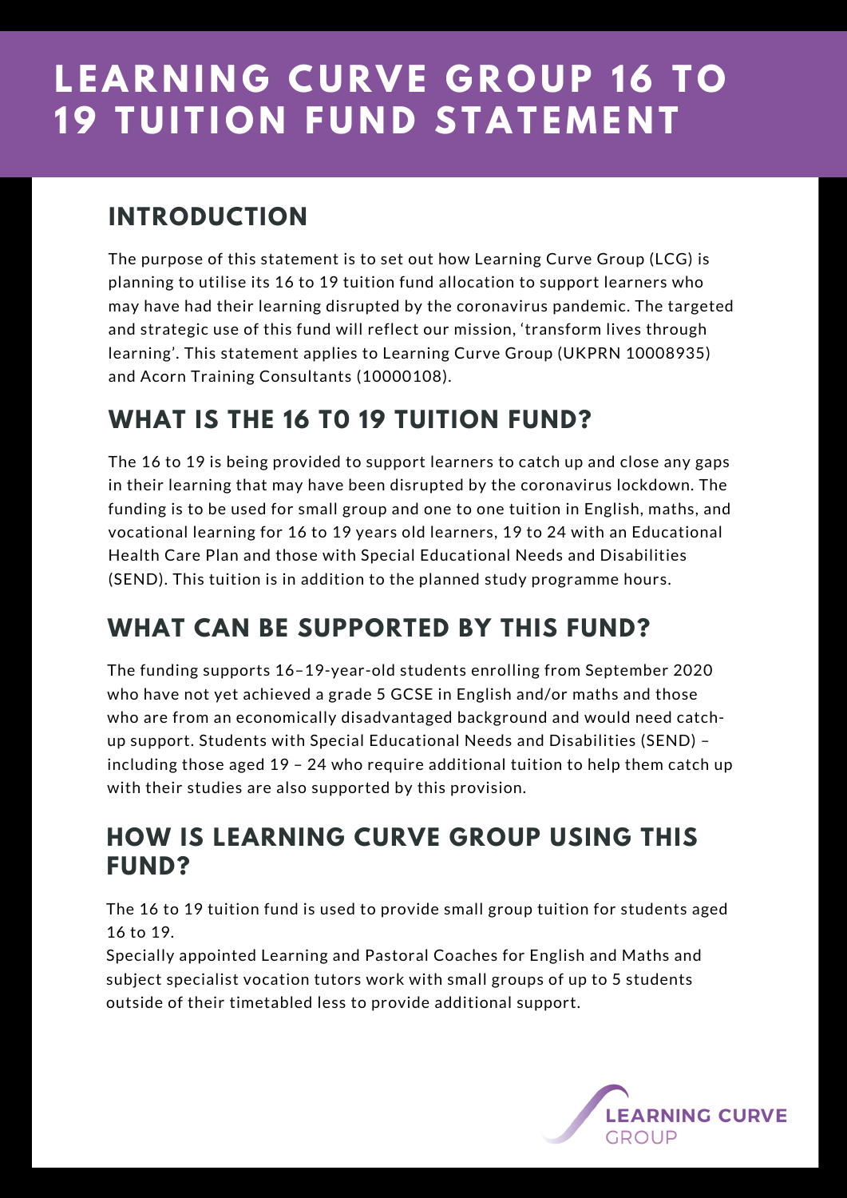# LEARNING CURVE GROUP 16 TO 19 TUITION FUND STATEMENT

## INTRODUCTION

The purpose of this statement is to set out how Learning Curve Group (LCG) is planning to utilise its 16 to 19 tuition fund allocation to support learners who may have had their learning disrupted by the coronavirus pandemic. The targeted and strategic use of this fund will reflect our mission, 'transform lives through learning'. This statement applies to Learning Curve Group (UKPRN 10008935) and Acorn Training Consultants (10000108).

## WHAT IS THE 16 T0 19 TUITION FUND?

The 16 to 19 is being provided to support learners to catch up and close any gaps in their learning that may have been disrupted by the coronavirus lockdown. The funding is to be used for small group and one to one tuition in English, maths, and vocational learning for 16 to 19 years old learners, 19 to 24 with an Educational Health Care Plan and those with Special Educational Needs and Disabilities (SEND). This tuition is in addition to the planned study programme hours.

## WHAT CAN BE SUPPORTED BY THIS FUND?

The funding supports 16–19-year-old students enrolling from September 2020 who have not yet achieved a grade 5 GCSE in English and/or maths and those who are from an economically disadvantaged background and would need catch-up support. Students with Special Educational Needs and Disabilities (SEND) – including those aged 19 – 24 who require additional tuition to help them catch up with their studies are also supported by this provision.

## HOW IS LEARNING CURVE GROUP USING THIS FUND?

The 16 to 19 tuition fund is used to provide small group tuition for students aged 16 to 19.

Specially appointed Learning and Pastoral Coaches for English and Maths and subject specialist vocation tutors work with small groups of up to 5 students outside of their timetabled less to provide additional support.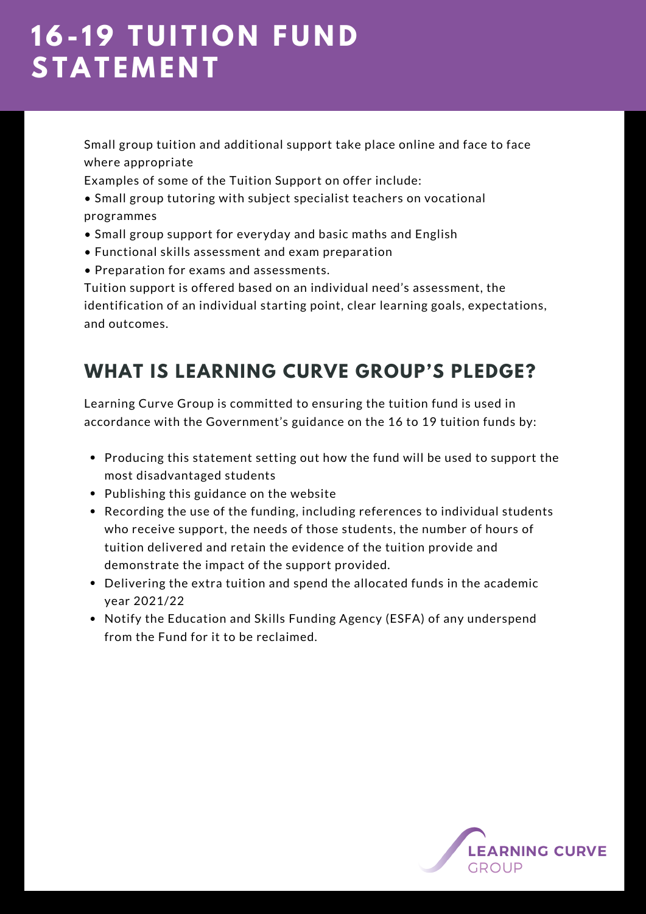# 16-19 TUITION FUND STATEMENT

Small group tuition and additional support take place online and face to face where appropriate

Examples of some of the Tuition Support on offer include:

- Small group tutoring with subject specialist teachers on vocational programmes
- Small group support for everyday and basic maths and English
- Functional skills assessment and exam preparation
- Preparation for exams and assessments.

Tuition support is offered based on an individual need's assessment, the identification of an individual starting point, clear learning goals, expectations, and outcomes.

## WHAT IS LEARNING CURVE GROUP'S PLEDGE?

Learning Curve Group is committed to ensuring the tuition fund is used in accordance with the Government's guidance on the 16 to 19 tuition funds by:

- Producing this statement setting out how the fund will be used to support the most disadvantaged students
- Publishing this guidance on the website
- Recording the use of the funding, including references to individual students who receive support, the needs of those students, the number of hours of tuition delivered and retain the evidence of the tuition provide and demonstrate the impact of the support provided.
- Delivering the extra tuition and spend the allocated funds in the academic year 2021/22
- Notify the Education and Skills Funding Agency (ESFA) of any underspend from the Fund for it to be reclaimed.

LEARNING CURVE GROUP